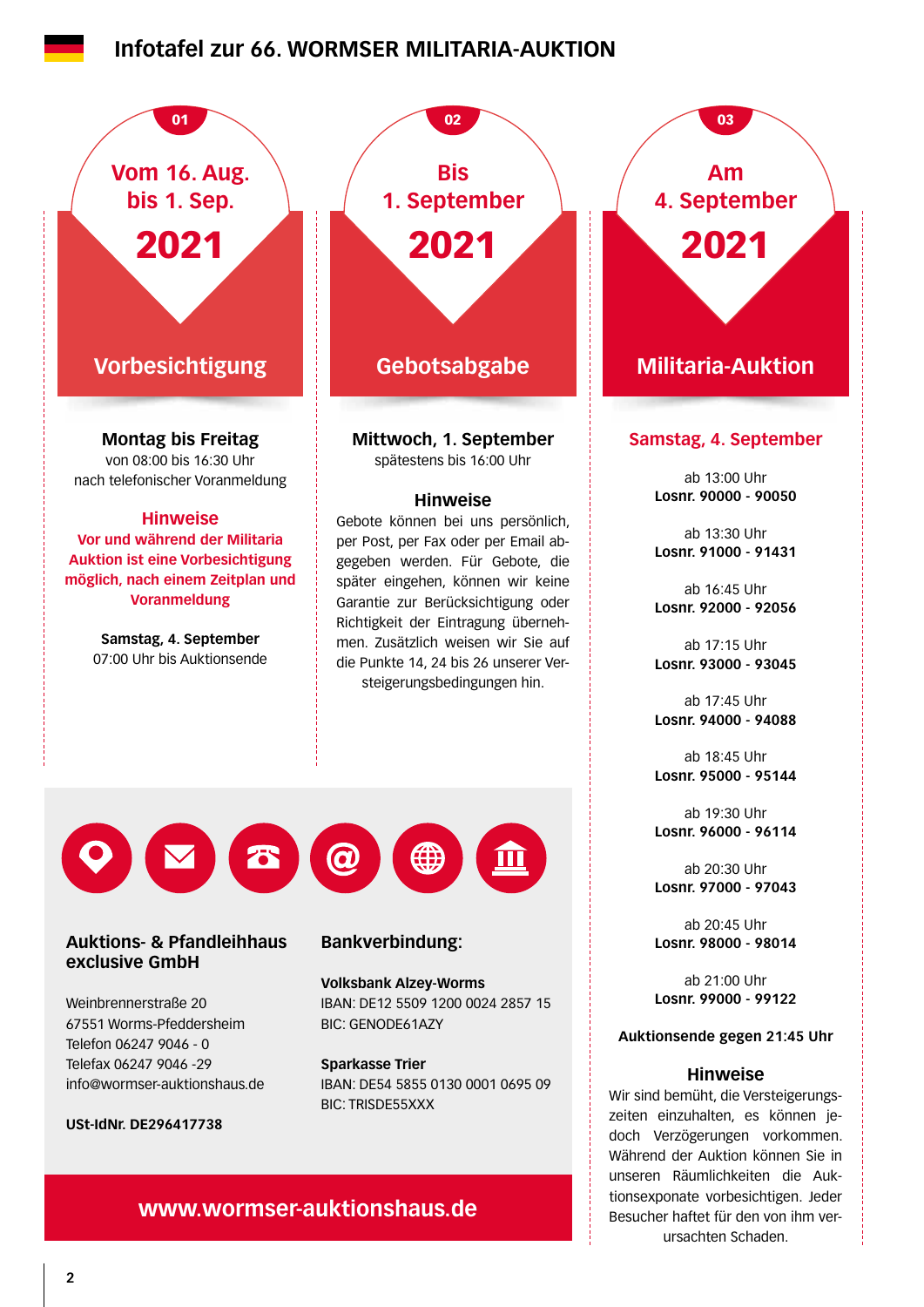# Infotafel zur 66. WORMSER MILITARIA-AUKTION

## 01 – Vom 16. Aug. bis 1. Sep. 2021

### Vorbesichtigung

**Montag bis Freitag**
von 08:00 bis 16:30 Uhr
nach telefonischer Voranmeldung

**Hinweise**

**Vor und während der Militaria Auktion ist eine Vorbesichtigung möglich, nach einem Zeitplan und Voranmeldung**

**Samstag, 4. September**
07:00 Uhr bis Auktionsende

## 02 – Bis 1. September 2021

### Gebotsabgabe

**Mittwoch, 1. September**
spätestens bis 16:00 Uhr

**Hinweise**

Gebote können bei uns persönlich, per Post, per Fax oder per Email abgegeben werden. Für Gebote, die später eingehen, können wir keine Garantie zur Berücksichtigung oder Richtigkeit der Eintragung übernehmen. Zusätzlich weisen wir Sie auf die Punkte 14, 24 bis 26 unserer Versteigerungsbedingungen hin.

## 03 – Am 4. September 2021

### Militaria-Auktion

**Samstag, 4. September**

ab 13:00 Uhr
**Losnr. 90000 - 90050**

ab 13:30 Uhr
**Losnr. 91000 - 91431**

ab 16:45 Uhr
**Losnr. 92000 - 92056**

ab 17:15 Uhr
**Losnr. 93000 - 93045**

ab 17:45 Uhr
**Losnr. 94000 - 94088**

ab 18:45 Uhr
**Losnr. 95000 - 95144**

ab 19:30 Uhr
**Losnr. 96000 - 96114**

ab 20:30 Uhr
**Losnr. 97000 - 97043**

ab 20:45 Uhr
**Losnr. 98000 - 98014**

ab 21:00 Uhr
**Losnr. 99000 - 99122**

**Auktionsende gegen 21:45 Uhr**

**Hinweise**

Wir sind bemüht, die Versteigerungszeiten einzuhalten, es können jedoch Verzögerungen vorkommen. Während der Auktion können Sie in unseren Räumlichkeiten die Auktionsexponate vorbesichtigen. Jeder Besucher haftet für den von ihm verursachten Schaden.

---

**Auktions- & Pfandleihhaus exclusive GmbH**

Weinbrennerstraße 20
67551 Worms-Pfeddersheim
Telefon 06247 9046 - 0
Telefax 06247 9046 -29
info@wormser-auktionshaus.de

**USt-IdNr. DE296417738**

**Bankverbindung:**

**Volksbank Alzey-Worms**
IBAN: DE12 5509 1200 0024 2857 15
BIC: GENODE61AZY

**Sparkasse Trier**
IBAN: DE54 5855 0130 0001 0695 09
BIC: TRISDE55XXX

**www.wormser-auktionshaus.de**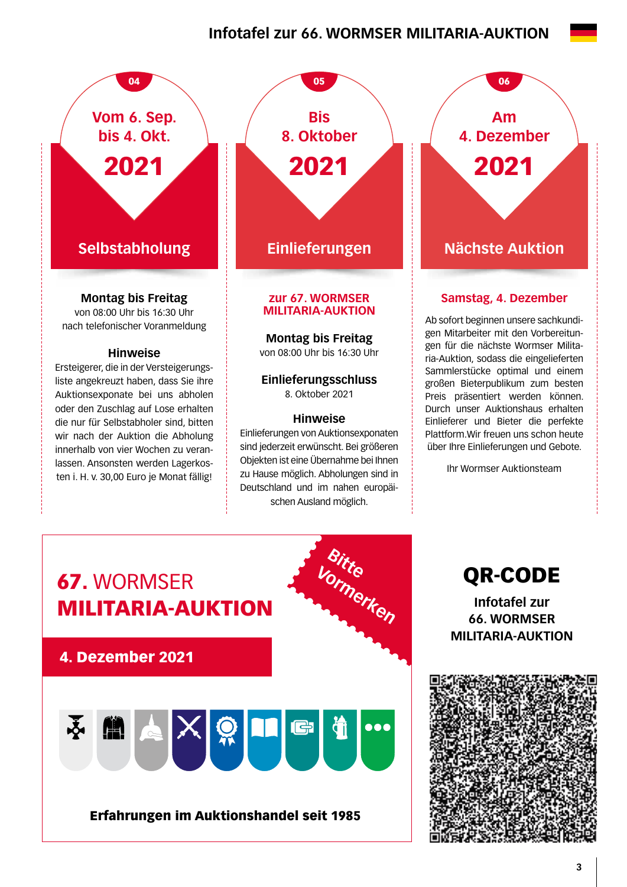# Infotafel zur 66. WORMSER MILITARIA-AUKTION

## 04 – Vom 6. Sep. bis 4. Okt. 2021 – Selbstabholung

**Montag bis Freitag**
von 08:00 Uhr bis 16:30 Uhr
nach telefonischer Voranmeldung

**Hinweise**

Ersteigerer, die in der Versteigerungsliste angekreuzt haben, dass Sie ihre Auktionsexponate bei uns abholen oder den Zuschlag auf Lose erhalten die nur für Selbstabholer sind, bitten wir nach der Auktion die Abholung innerhalb von vier Wochen zu veranlassen. Ansonsten werden Lagerkosten i. H. v. 30,00 Euro je Monat fällig!

## 05 – Bis 8. Oktober 2021 – Einlieferungen

**zur 67. WORMSER MILITARIA-AUKTION**

**Montag bis Freitag**
von 08:00 Uhr bis 16:30 Uhr

**Einlieferungsschluss**
8. Oktober 2021

**Hinweise**

Einlieferungen von Auktionsexponaten sind jederzeit erwünscht. Bei größeren Objekten ist eine Übernahme bei Ihnen zu Hause möglich. Abholungen sind in Deutschland und im nahen europäischen Ausland möglich.

## 06 – Am 4. Dezember 2021 – Nächste Auktion

**Samstag, 4. Dezember**

Ab sofort beginnen unsere sachkundigen Mitarbeiter mit den Vorbereitungen für die nächste Wormser Militaria-Auktion, sodass die eingelieferten Sammlerstücke optimal und einem großen Bieterpublikum zum besten Preis präsentiert werden können. Durch unser Auktionshaus erhalten Einlieferer und Bieter die perfekte Plattform.Wir freuen uns schon heute über Ihre Einlieferungen und Gebote.

Ihr Wormser Auktionsteam

## 67. WORMSER MILITARIA-AUKTION

Bitte Vormerken

**4. Dezember 2021**

**Erfahrungen im Auktionshandel seit 1985**

## QR-CODE

**Infotafel zur 66. WORMSER MILITARIA-AUKTION**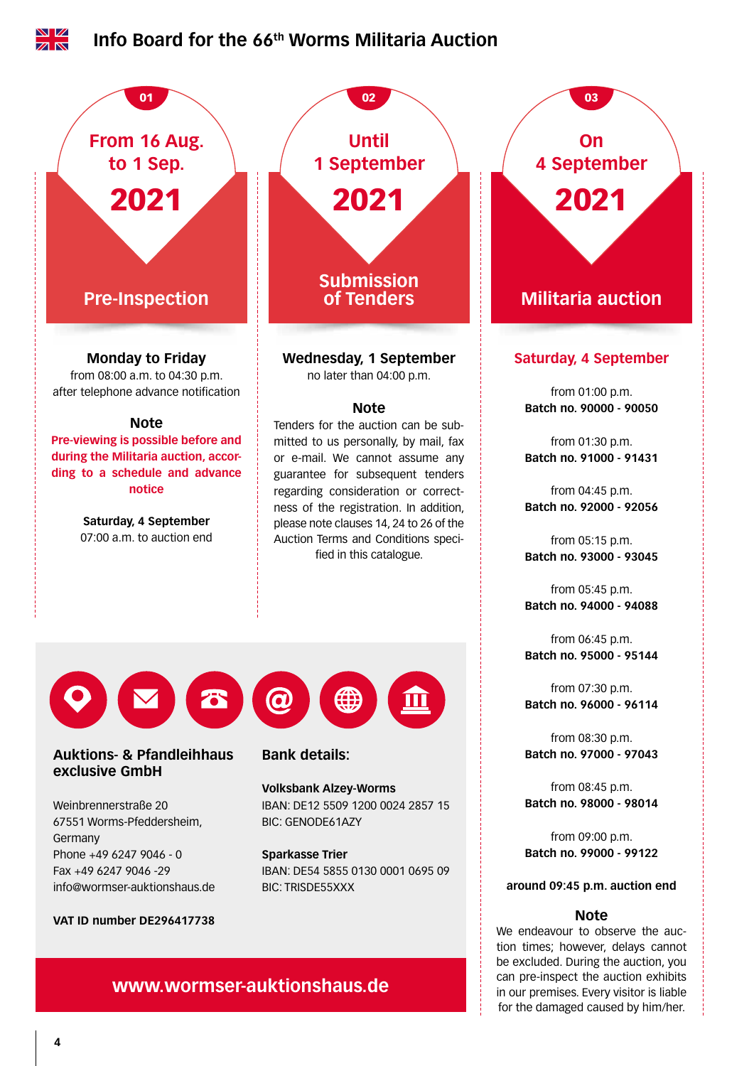# Info Board for the 66th Worms Militaria Auction

## 01 — From 16 Aug. to 1 Sep. 2021

### Pre-Inspection

**Monday to Friday**
from 08:00 a.m. to 04:30 p.m.
after telephone advance notification

**Note**

**Pre-viewing is possible before and during the Militaria auction, according to a schedule and advance notice**

**Saturday, 4 September**
07:00 a.m. to auction end

## 02 — Until 1 September 2021

### Submission of Tenders

**Wednesday, 1 September**
no later than 04:00 p.m.

**Note**

Tenders for the auction can be submitted to us personally, by mail, fax or e-mail. We cannot assume any guarantee for subsequent tenders regarding consideration or correctness of the registration. In addition, please note clauses 14, 24 to 26 of the Auction Terms and Conditions specified in this catalogue.

## 03 — On 4 September 2021

### Militaria auction

**Saturday, 4 September**

from 01:00 p.m.
**Batch no. 90000 - 90050**

from 01:30 p.m.
**Batch no. 91000 - 91431**

from 04:45 p.m.
**Batch no. 92000 - 92056**

from 05:15 p.m.
**Batch no. 93000 - 93045**

from 05:45 p.m.
**Batch no. 94000 - 94088**

from 06:45 p.m.
**Batch no. 95000 - 95144**

from 07:30 p.m.
**Batch no. 96000 - 96114**

from 08:30 p.m.
**Batch no. 97000 - 97043**

from 08:45 p.m.
**Batch no. 98000 - 98014**

from 09:00 p.m.
**Batch no. 99000 - 99122**

**around 09:45 p.m. auction end**

**Note**

We endeavour to observe the auction times; however, delays cannot be excluded. During the auction, you can pre-inspect the auction exhibits in our premises. Every visitor is liable for the damaged caused by him/her.

---

**Auktions- & Pfandleihhaus exclusive GmbH**

Weinbrennerstraße 20
67551 Worms-Pfeddersheim,
Germany
Phone +49 6247 9046 - 0
Fax +49 6247 9046 -29
info@wormser-auktionshaus.de

**VAT ID number DE296417738**

**Bank details:**

**Volksbank Alzey-Worms**
IBAN: DE12 5509 1200 0024 2857 15
BIC: GENODE61AZY

**Sparkasse Trier**
IBAN: DE54 5855 0130 0001 0695 09
BIC: TRISDE55XXX

**www.wormser-auktionshaus.de**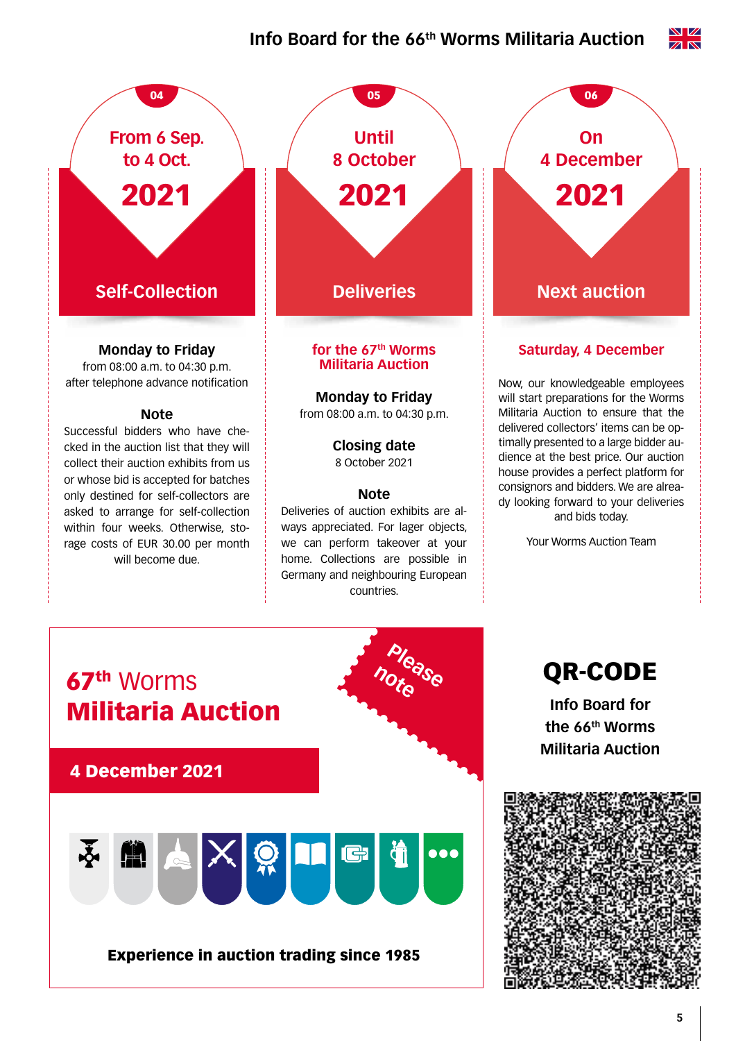# Info Board for the 66th Worms Militaria Auction

## 04

From 6 Sep. to 4 Oct.

**2021**

### Self-Collection

**Monday to Friday**
from 08:00 a.m. to 04:30 p.m.
after telephone advance notification

**Note**

Successful bidders who have checked in the auction list that they will collect their auction exhibits from us or whose bid is accepted for batches only destined for self-collectors are asked to arrange for self-collection within four weeks. Otherwise, storage costs of EUR 30.00 per month will become due.

## 05

Until 8 October

**2021**

### Deliveries

**for the 67th Worms Militaria Auction**

**Monday to Friday**
from 08:00 a.m. to 04:30 p.m.

**Closing date**
8 October 2021

**Note**

Deliveries of auction exhibits are always appreciated. For lager objects, we can perform takeover at your home. Collections are possible in Germany and neighbouring European countries.

## 06

On 4 December

**2021**

### Next auction

**Saturday, 4 December**

Now, our knowledgeable employees will start preparations for the Worms Militaria Auction to ensure that the delivered collectors' items can be optimally presented to a large bidder audience at the best price. Our auction house provides a perfect platform for consignors and bidders. We are already looking forward to your deliveries and bids today.

Your Worms Auction Team

---

**67th Worms Militaria Auction**

Please note

**4 December 2021**

**Experience in auction trading since 1985**

---

## QR-CODE

**Info Board for the 66th Worms Militaria Auction**